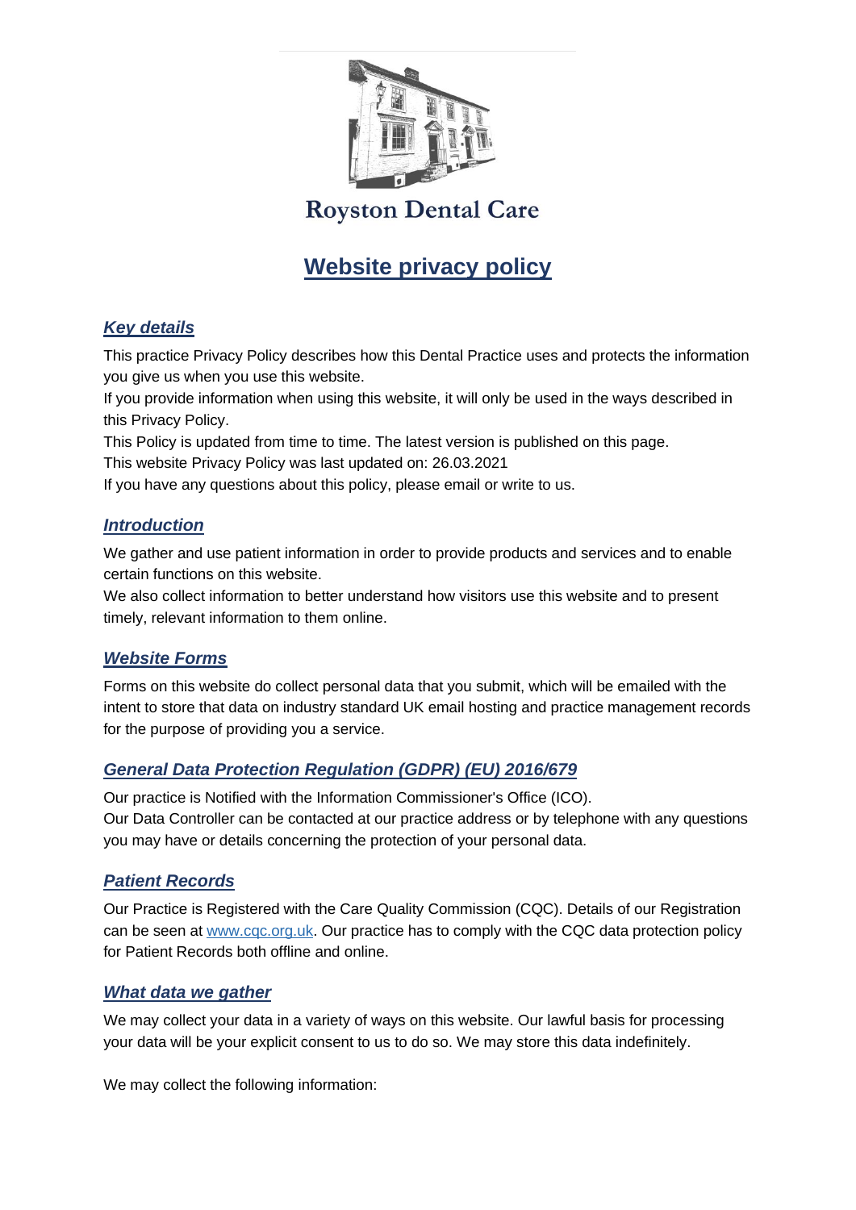Royston Dental Care

# Website privacy policy

## *Key details*

This practice Privacy Policy describes how this Dental Practice uses and protects the information you give us when you use this website.

If you provide information when using this website, it will only be used in the ways described in this Privacy Policy.

This Policy is updated from time to time. The latest version is published on this page.

This website Privacy Policy was last updated on: 26.03.2021

If you have any questions about this policy, please email or write to us.

## *Introduction*

We gather and use patient information in order to provide products and services and to enable certain functions on this website.

We also collect information to better understand how visitors use this website and to present timely, relevant information to them online.

## *Website Forms*

Forms on this website do collect personal data that you submit, which will be emailed with the intent to store that data on industry standard UK email hosting and practice management records for the purpose of providing you a service.

## *General Data Protection Regulation (GDPR) (EU) 2016/679*

Our practice is Notified with the Information Commissioner's Office (ICO).

Our Data Controller can be contacted at our practice address or by telephone with any questions you may have or details concerning the protection of your personal data.

## *Patient Records*

Our Practice is Registered with the Care Quality Commission (CQC). Details of our Registration can be seen at www.cqc.org.uk. Our practice has to comply with the CQC data protection policy for Patient Records both offline and online.

## *What data we gather*

We may collect your data in a variety of ways on this website. Our lawful basis for processing your data will be your explicit consent to us to do so. We may store this data indefinitely.

We may collect the following information: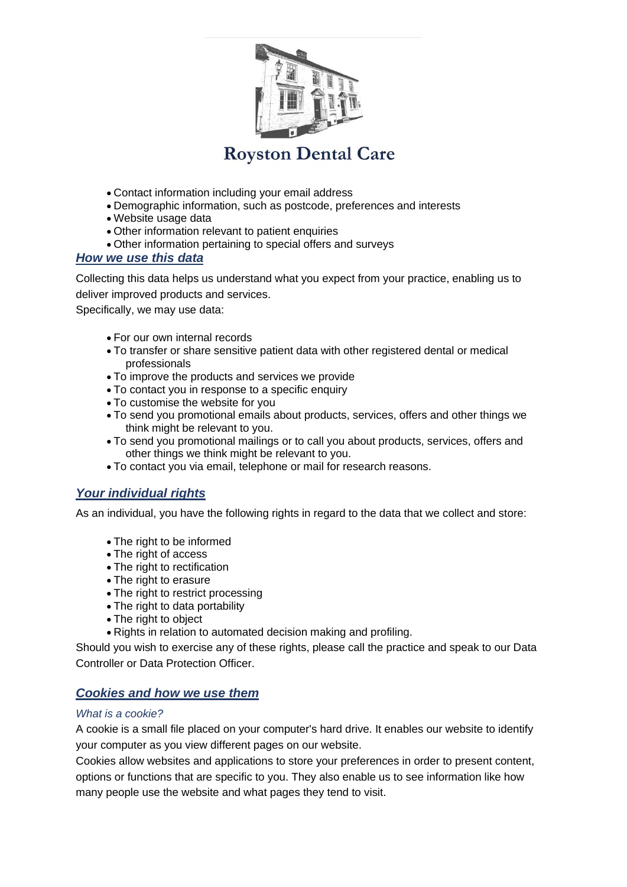- Contact information including your email address
- Demographic information, such as postcode, preferences and interests
- Website usage data
- Other information relevant to patient enquiries
- Other information pertaining to special offers and surveys

## *How we use this data*

Collecting this data helps us understand what you expect from your practice, enabling us to deliver improved products and services.
Specifically, we may use data:

- For our own internal records
- To transfer or share sensitive patient data with other registered dental or medical professionals
- To improve the products and services we provide
- To contact you in response to a specific enquiry
- To customise the website for you
- To send you promotional emails about products, services, offers and other things we think might be relevant to you.
- To send you promotional mailings or to call you about products, services, offers and other things we think might be relevant to you.
- To contact you via email, telephone or mail for research reasons.

## *Your individual rights*

As an individual, you have the following rights in regard to the data that we collect and store:

- The right to be informed
- The right of access
- The right to rectification
- The right to erasure
- The right to restrict processing
- The right to data portability
- The right to object
- Rights in relation to automated decision making and profiling.

Should you wish to exercise any of these rights, please call the practice and speak to our Data Controller or Data Protection Officer.

## *Cookies and how we use them*

### *What is a cookie?*

A cookie is a small file placed on your computer's hard drive. It enables our website to identify your computer as you view different pages on our website.
Cookies allow websites and applications to store your preferences in order to present content, options or functions that are specific to you. They also enable us to see information like how many people use the website and what pages they tend to visit.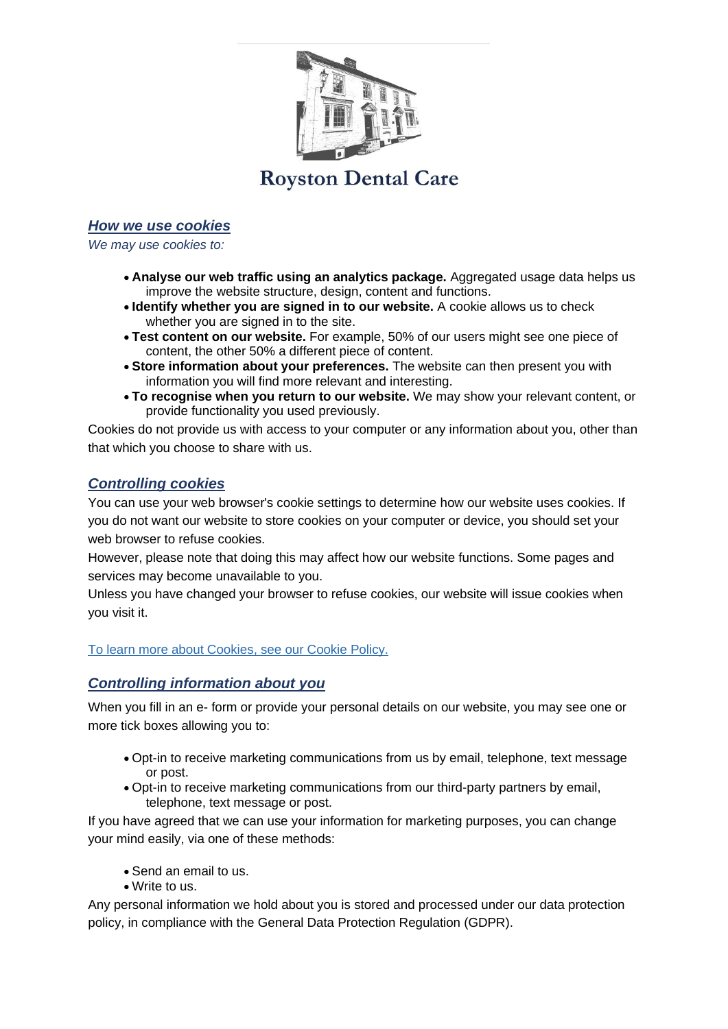Royston Dental Care

## *How we use cookies*

*We may use cookies to:*

- **Analyse our web traffic using an analytics package.** Aggregated usage data helps us improve the website structure, design, content and functions.
- **Identify whether you are signed in to our website.** A cookie allows us to check whether you are signed in to the site.
- **Test content on our website.** For example, 50% of our users might see one piece of content, the other 50% a different piece of content.
- **Store information about your preferences.** The website can then present you with information you will find more relevant and interesting.
- **To recognise when you return to our website.** We may show your relevant content, or provide functionality you used previously.

Cookies do not provide us with access to your computer or any information about you, other than that which you choose to share with us.

## *Controlling cookies*

You can use your web browser's cookie settings to determine how our website uses cookies. If you do not want our website to store cookies on your computer or device, you should set your web browser to refuse cookies.

However, please note that doing this may affect how our website functions. Some pages and services may become unavailable to you.

Unless you have changed your browser to refuse cookies, our website will issue cookies when you visit it.

To learn more about Cookies, see our Cookie Policy.

## *Controlling information about you*

When you fill in an e- form or provide your personal details on our website, you may see one or more tick boxes allowing you to:

- Opt-in to receive marketing communications from us by email, telephone, text message or post.
- Opt-in to receive marketing communications from our third-party partners by email, telephone, text message or post.

If you have agreed that we can use your information for marketing purposes, you can change your mind easily, via one of these methods:

- Send an email to us.
- Write to us.

Any personal information we hold about you is stored and processed under our data protection policy, in compliance with the General Data Protection Regulation (GDPR).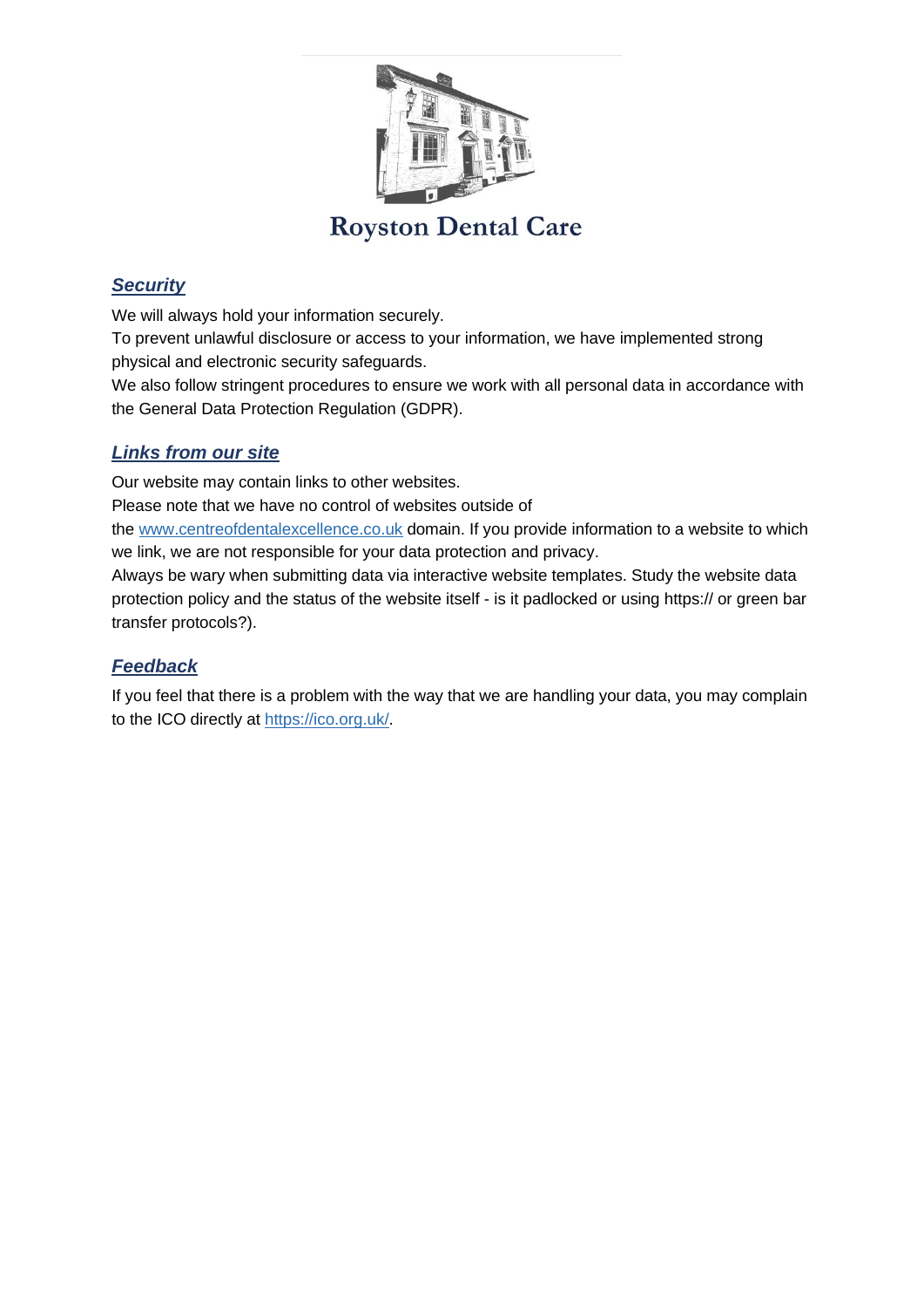Royston Dental Care

## ***Security***

We will always hold your information securely.
To prevent unlawful disclosure or access to your information, we have implemented strong physical and electronic security safeguards.
We also follow stringent procedures to ensure we work with all personal data in accordance with the General Data Protection Regulation (GDPR).

## ***Links from our site***

Our website may contain links to other websites.
Please note that we have no control of websites outside of the [www.centreofdentalexcellence.co.uk](http://www.centreofdentalexcellence.co.uk) domain. If you provide information to a website to which we link, we are not responsible for your data protection and privacy.
Always be wary when submitting data via interactive website templates. Study the website data protection policy and the status of the website itself - is it padlocked or using https:// or green bar transfer protocols?).

## ***Feedback***

If you feel that there is a problem with the way that we are handling your data, you may complain to the ICO directly at [https://ico.org.uk/](https://ico.org.uk/).